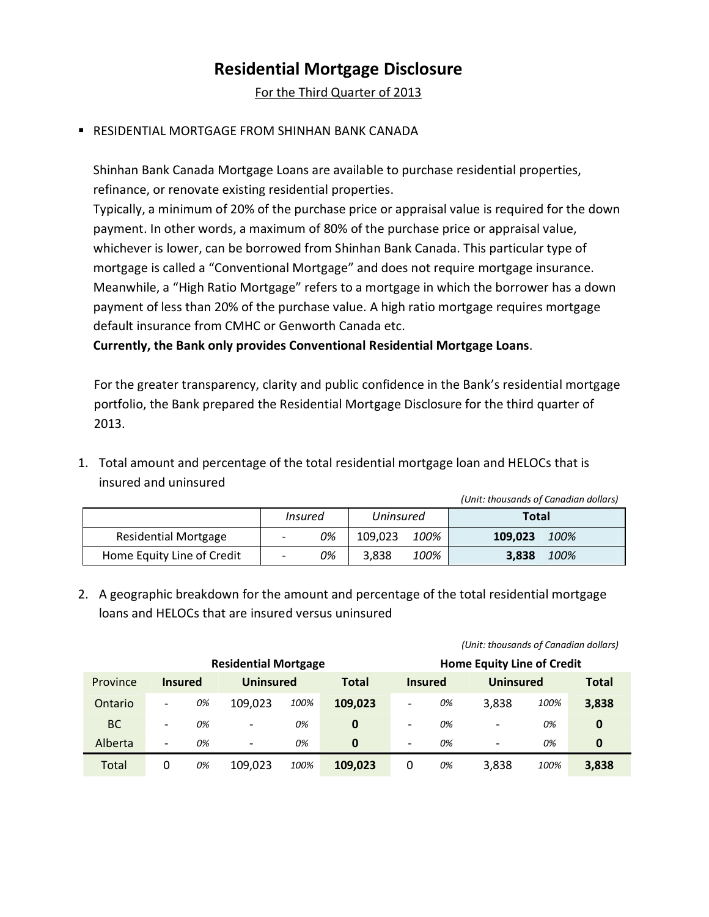# Residential Mortgage Disclosure

For the Third Quarter of 2013

- RESIDENTIAL MORTGAGE FROM SHINHAN BANK CANADA

Shinhan Bank Canada Mortgage Loans are available to purchase residential properties, refinance, or renovate existing residential properties.
Typically, a minimum of 20% of the purchase price or appraisal value is required for the down payment. In other words, a maximum of 80% of the purchase price or appraisal value, whichever is lower, can be borrowed from Shinhan Bank Canada. This particular type of mortgage is called a "Conventional Mortgage" and does not require mortgage insurance. Meanwhile, a "High Ratio Mortgage" refers to a mortgage in which the borrower has a down payment of less than 20% of the purchase value. A high ratio mortgage requires mortgage default insurance from CMHC or Genworth Canada etc.
**Currently, the Bank only provides Conventional Residential Mortgage Loans**.

For the greater transparency, clarity and public confidence in the Bank's residential mortgage portfolio, the Bank prepared the Residential Mortgage Disclosure for the third quarter of 2013.

1. Total amount and percentage of the total residential mortgage loan and HELOCs that is insured and uninsured

*(Unit: thousands of Canadian dollars)*

| | *Insured* | | *Uninsured* | | **Total** | |
|---|---|---|---|---|---|---|
| Residential Mortgage | - | *0%* | 109,023 | *100%* | **109,023** | *100%* |
| Home Equity Line of Credit | - | *0%* | 3,838 | *100%* | **3,838** | *100%* |

2. A geographic breakdown for the amount and percentage of the total residential mortgage loans and HELOCs that are insured versus uninsured

*(Unit: thousands of Canadian dollars)*

| | **Residential Mortgage** | | | | | **Home Equity Line of Credit** | | | | |
|---|---|---|---|---|---|---|---|---|---|---|
| Province | **Insured** | | **Uninsured** | | **Total** | **Insured** | | **Uninsured** | | **Total** |
| Ontario | - | *0%* | 109,023 | *100%* | **109,023** | - | *0%* | 3,838 | *100%* | **3,838** |
| BC | - | *0%* | - | *0%* | **0** | - | *0%* | - | *0%* | **0** |
| Alberta | - | *0%* | - | *0%* | **0** | - | *0%* | - | *0%* | **0** |
| Total | 0 | *0%* | 109,023 | *100%* | **109,023** | 0 | *0%* | 3,838 | *100%* | **3,838** |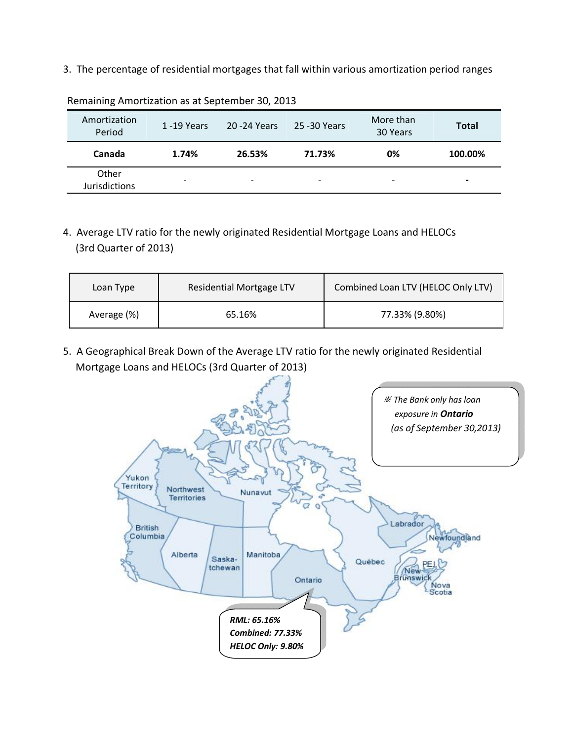3. The percentage of residential mortgages that fall within various amortization period ranges

Remaining Amortization as at September 30, 2013

| Amortization Period | 1 -19 Years | 20 -24 Years | 25 -30 Years | More than 30 Years | **Total** |
|---|---|---|---|---|---|
| **Canada** | **1.74%** | **26.53%** | **71.73%** | **0%** | **100.00%** |
| Other Jurisdictions | - | - | - | - | - |

4. Average LTV ratio for the newly originated Residential Mortgage Loans and HELOCs (3rd Quarter of 2013)

| Loan Type | Residential Mortgage LTV | Combined Loan LTV (HELOC Only LTV) |
|---|---|---|
| Average (%) | 65.16% | 77.33% (9.80%) |

5. A Geographical Break Down of the Average LTV ratio for the newly originated Residential Mortgage Loans and HELOCs (3rd Quarter of 2013)

*※ The Bank only has loan exposure in **Ontario** (as of September 30,2013)*

Yukon Territory, Northwest Territories, Nunavut, British Columbia, Alberta, Saska-tchewan, Manitoba, Ontario, Québec, Labrador, Newfoundland, PEI, New Brunswick, Nova Scotia

***RML: 65.16%***
***Combined: 77.33%***
***HELOC Only: 9.80%***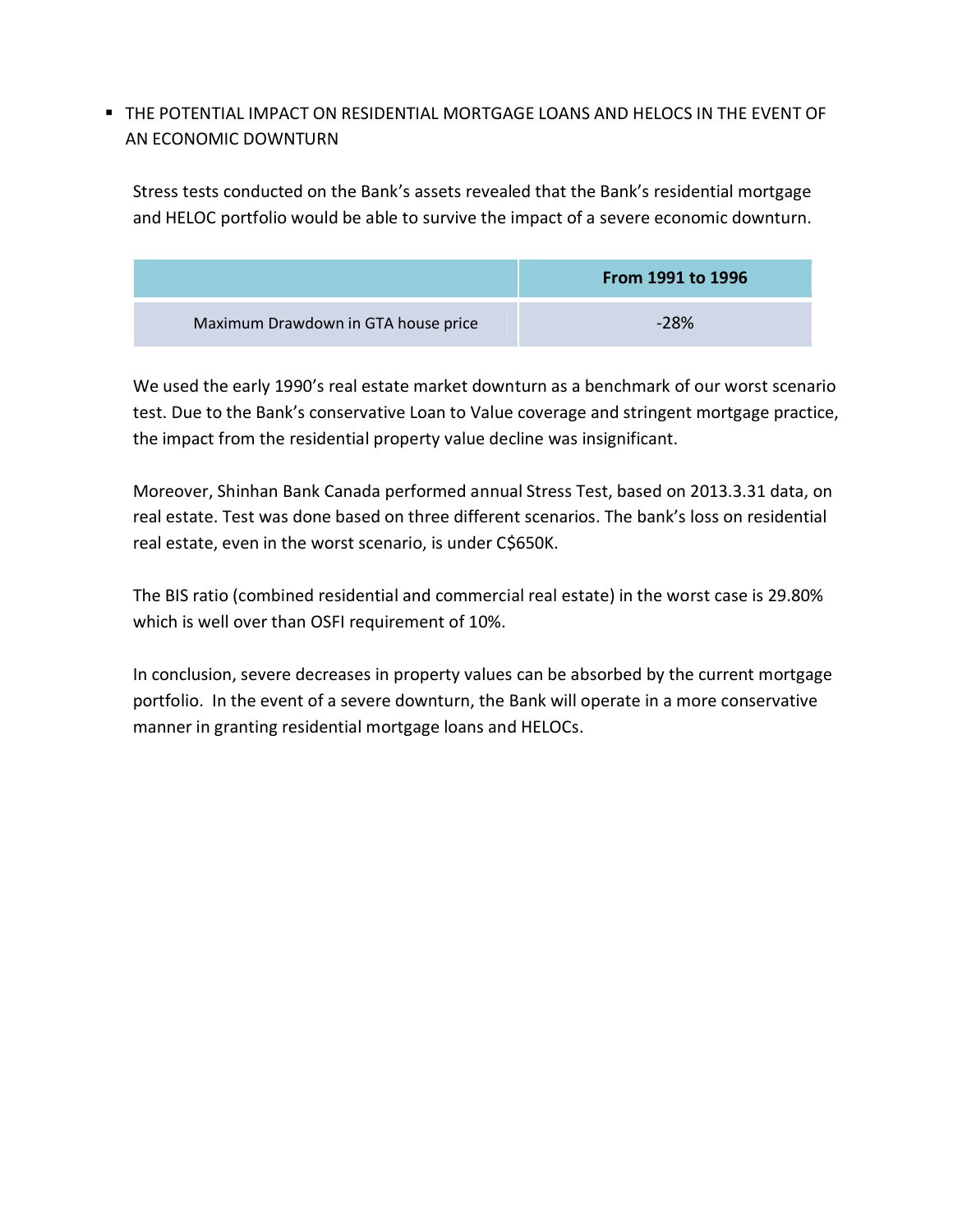- THE POTENTIAL IMPACT ON RESIDENTIAL MORTGAGE LOANS AND HELOCS IN THE EVENT OF AN ECONOMIC DOWNTURN

Stress tests conducted on the Bank's assets revealed that the Bank's residential mortgage and HELOC portfolio would be able to survive the impact of a severe economic downturn.

| | **From 1991 to 1996** |
|---|---|
| Maximum Drawdown in GTA house price | -28% |

We used the early 1990's real estate market downturn as a benchmark of our worst scenario test. Due to the Bank's conservative Loan to Value coverage and stringent mortgage practice, the impact from the residential property value decline was insignificant.

Moreover, Shinhan Bank Canada performed annual Stress Test, based on 2013.3.31 data, on real estate. Test was done based on three different scenarios. The bank's loss on residential real estate, even in the worst scenario, is under C$650K.

The BIS ratio (combined residential and commercial real estate) in the worst case is 29.80% which is well over than OSFI requirement of 10%.

In conclusion, severe decreases in property values can be absorbed by the current mortgage portfolio. In the event of a severe downturn, the Bank will operate in a more conservative manner in granting residential mortgage loans and HELOCs.